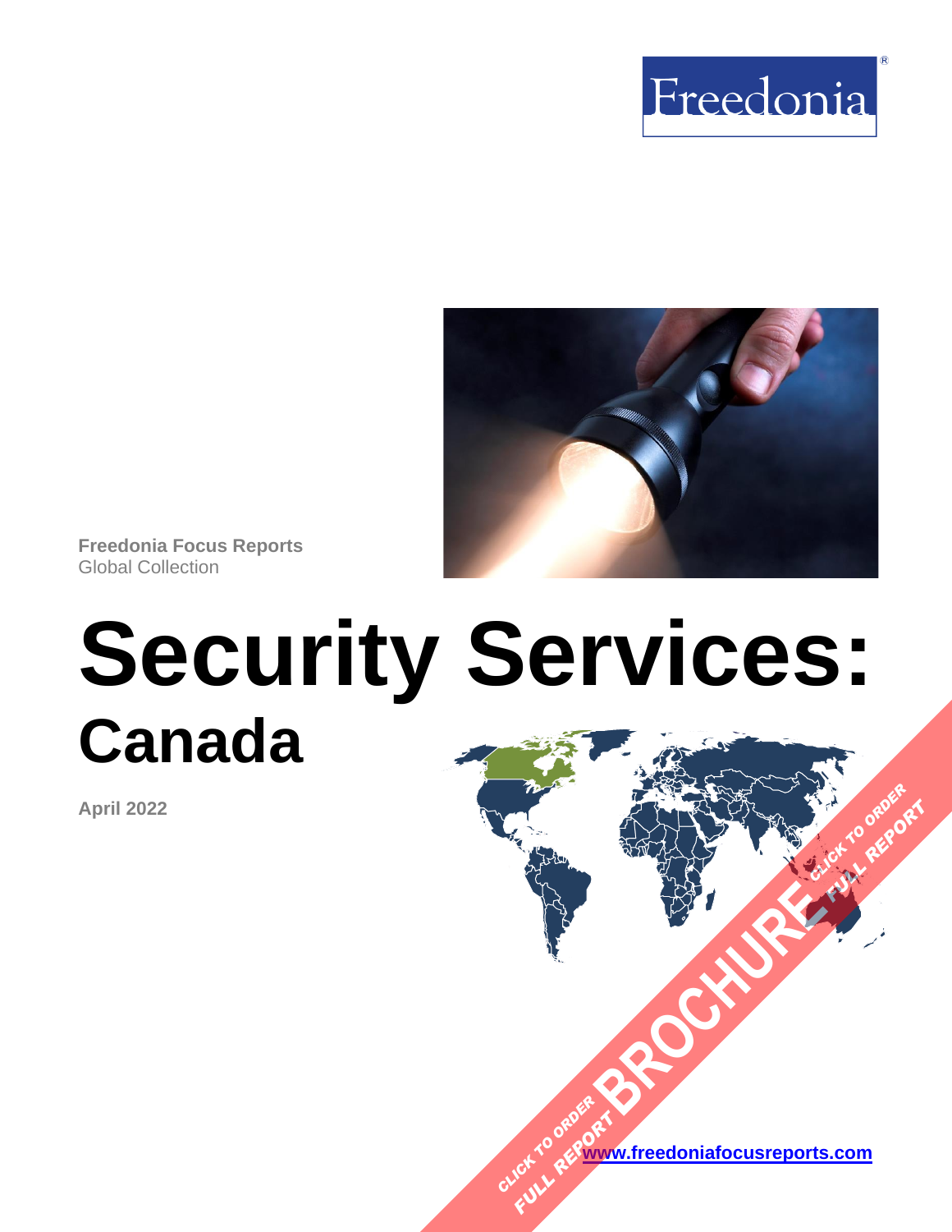Freedonia

Freedonia Focus Reports
Global Collection

# Security Services:
## Canada

April 2022

CLICK TO ORDER FULL REPORT BROCHURE CLICK TO ORDER FULL REPORT

www.freedoniafocusreports.com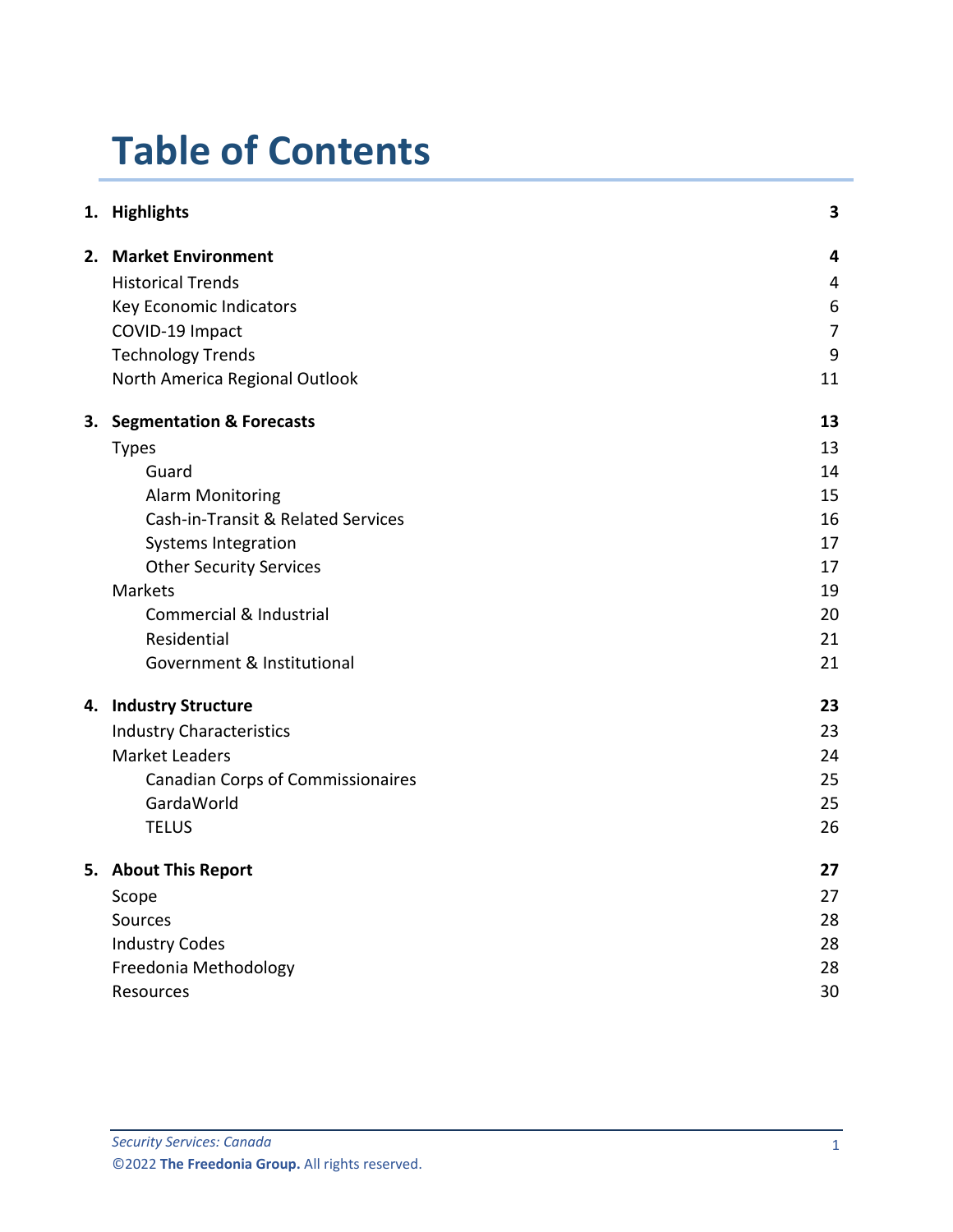# Table of Contents

| | |
|---|---|
| **1. Highlights** | **3** |
| **2. Market Environment** | **4** |
| Historical Trends | 4 |
| Key Economic Indicators | 6 |
| COVID-19 Impact | 7 |
| Technology Trends | 9 |
| North America Regional Outlook | 11 |
| **3. Segmentation & Forecasts** | **13** |
| Types | 13 |
| Guard | 14 |
| Alarm Monitoring | 15 |
| Cash-in-Transit & Related Services | 16 |
| Systems Integration | 17 |
| Other Security Services | 17 |
| Markets | 19 |
| Commercial & Industrial | 20 |
| Residential | 21 |
| Government & Institutional | 21 |
| **4. Industry Structure** | **23** |
| Industry Characteristics | 23 |
| Market Leaders | 24 |
| Canadian Corps of Commissionaires | 25 |
| GardaWorld | 25 |
| TELUS | 26 |
| **5. About This Report** | **27** |
| Scope | 27 |
| Sources | 28 |
| Industry Codes | 28 |
| Freedonia Methodology | 28 |
| Resources | 30 |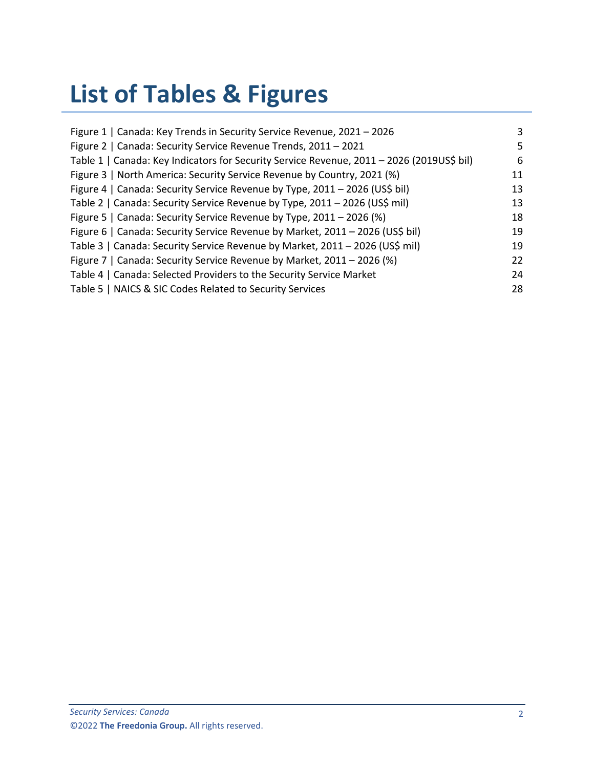# List of Tables & Figures

| | |
|---|---|
| Figure 1 \| Canada: Key Trends in Security Service Revenue, 2021 – 2026 | 3 |
| Figure 2 \| Canada: Security Service Revenue Trends, 2011 – 2021 | 5 |
| Table 1 \| Canada: Key Indicators for Security Service Revenue, 2011 – 2026 (2019US$ bil) | 6 |
| Figure 3 \| North America: Security Service Revenue by Country, 2021 (%) | 11 |
| Figure 4 \| Canada: Security Service Revenue by Type, 2011 – 2026 (US$ bil) | 13 |
| Table 2 \| Canada: Security Service Revenue by Type, 2011 – 2026 (US$ mil) | 13 |
| Figure 5 \| Canada: Security Service Revenue by Type, 2011 – 2026 (%) | 18 |
| Figure 6 \| Canada: Security Service Revenue by Market, 2011 – 2026 (US$ bil) | 19 |
| Table 3 \| Canada: Security Service Revenue by Market, 2011 – 2026 (US$ mil) | 19 |
| Figure 7 \| Canada: Security Service Revenue by Market, 2011 – 2026 (%) | 22 |
| Table 4 \| Canada: Selected Providers to the Security Service Market | 24 |
| Table 5 \| NAICS & SIC Codes Related to Security Services | 28 |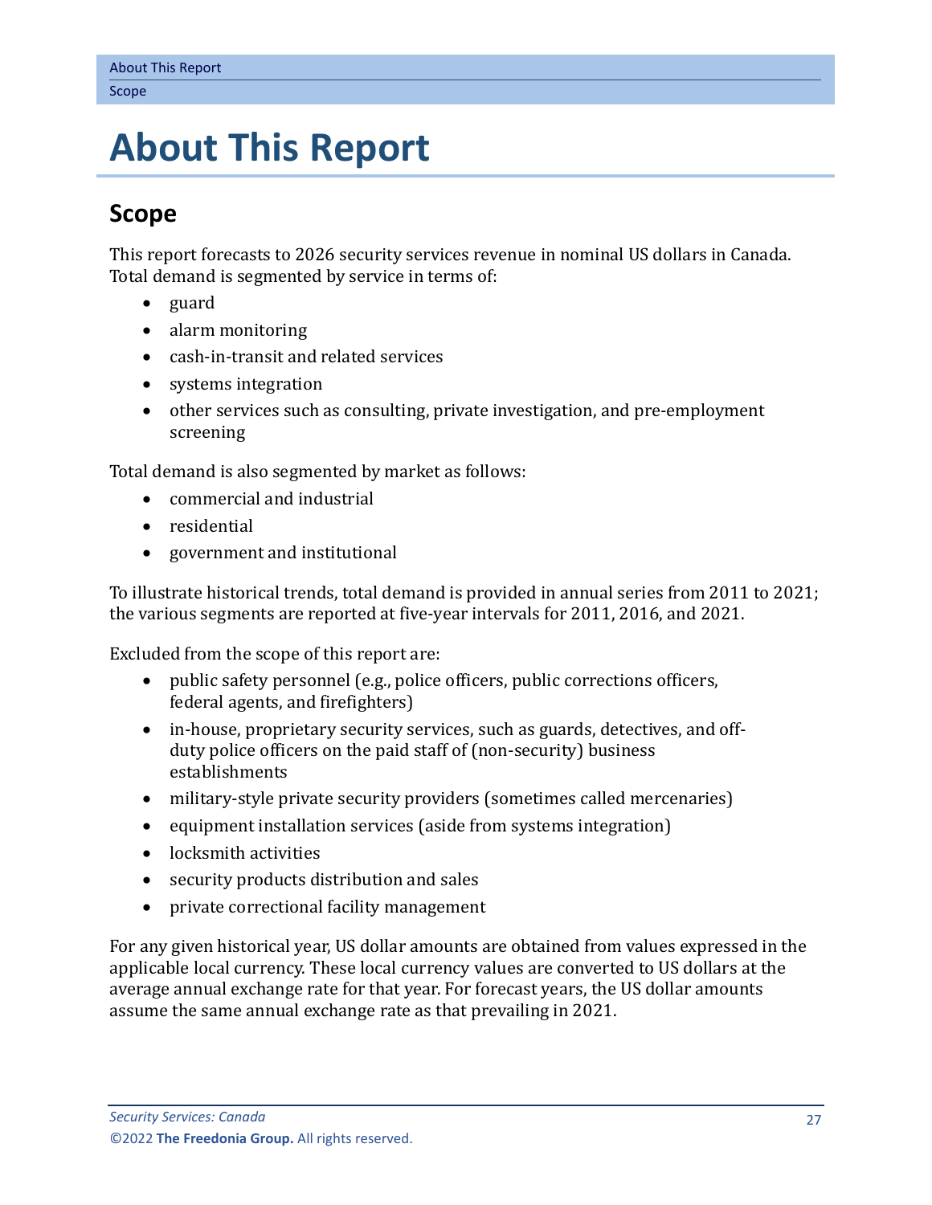# About This Report

## Scope

This report forecasts to 2026 security services revenue in nominal US dollars in Canada. Total demand is segmented by service in terms of:

- guard
- alarm monitoring
- cash-in-transit and related services
- systems integration
- other services such as consulting, private investigation, and pre-employment screening

Total demand is also segmented by market as follows:

- commercial and industrial
- residential
- government and institutional

To illustrate historical trends, total demand is provided in annual series from 2011 to 2021; the various segments are reported at five-year intervals for 2011, 2016, and 2021.

Excluded from the scope of this report are:

- public safety personnel (e.g., police officers, public corrections officers, federal agents, and firefighters)
- in-house, proprietary security services, such as guards, detectives, and off-duty police officers on the paid staff of (non-security) business establishments
- military-style private security providers (sometimes called mercenaries)
- equipment installation services (aside from systems integration)
- locksmith activities
- security products distribution and sales
- private correctional facility management

For any given historical year, US dollar amounts are obtained from values expressed in the applicable local currency. These local currency values are converted to US dollars at the average annual exchange rate for that year. For forecast years, the US dollar amounts assume the same annual exchange rate as that prevailing in 2021.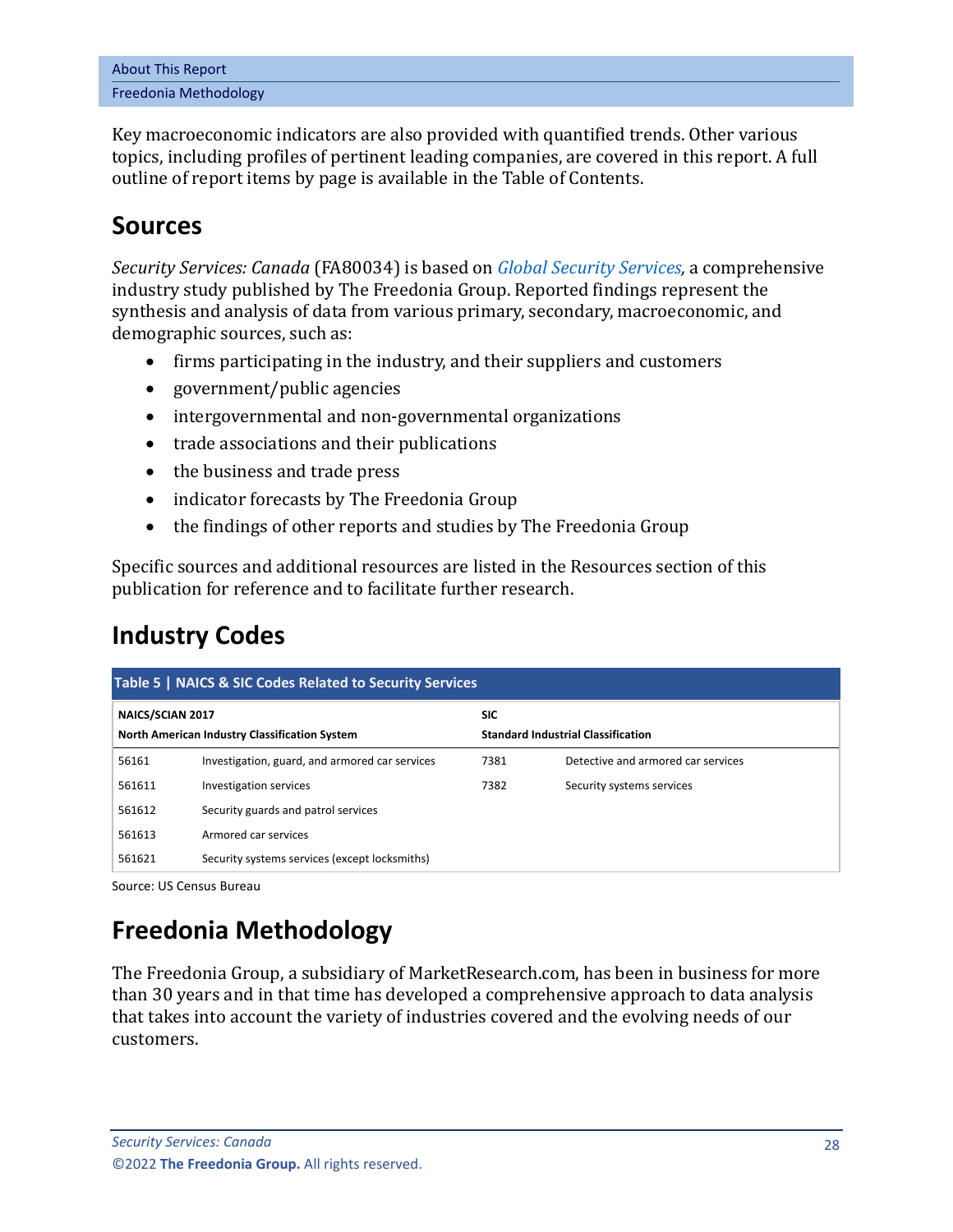Key macroeconomic indicators are also provided with quantified trends. Other various topics, including profiles of pertinent leading companies, are covered in this report. A full outline of report items by page is available in the Table of Contents.

## Sources

*Security Services: Canada* (FA80034) is based on *Global Security Services,* a comprehensive industry study published by The Freedonia Group. Reported findings represent the synthesis and analysis of data from various primary, secondary, macroeconomic, and demographic sources, such as:

- firms participating in the industry, and their suppliers and customers
- government/public agencies
- intergovernmental and non-governmental organizations
- trade associations and their publications
- the business and trade press
- indicator forecasts by The Freedonia Group
- the findings of other reports and studies by The Freedonia Group

Specific sources and additional resources are listed in the Resources section of this publication for reference and to facilitate further research.

## Industry Codes

**Table 5 | NAICS & SIC Codes Related to Security Services**

| NAICS/SCIAN 2017 North American Industry Classification System | | SIC Standard Industrial Classification | |
|---|---|---|---|
| 56161 | Investigation, guard, and armored car services | 7381 | Detective and armored car services |
| 561611 | Investigation services | 7382 | Security systems services |
| 561612 | Security guards and patrol services | | |
| 561613 | Armored car services | | |
| 561621 | Security systems services (except locksmiths) | | |

Source: US Census Bureau

## Freedonia Methodology

The Freedonia Group, a subsidiary of MarketResearch.com, has been in business for more than 30 years and in that time has developed a comprehensive approach to data analysis that takes into account the variety of industries covered and the evolving needs of our customers.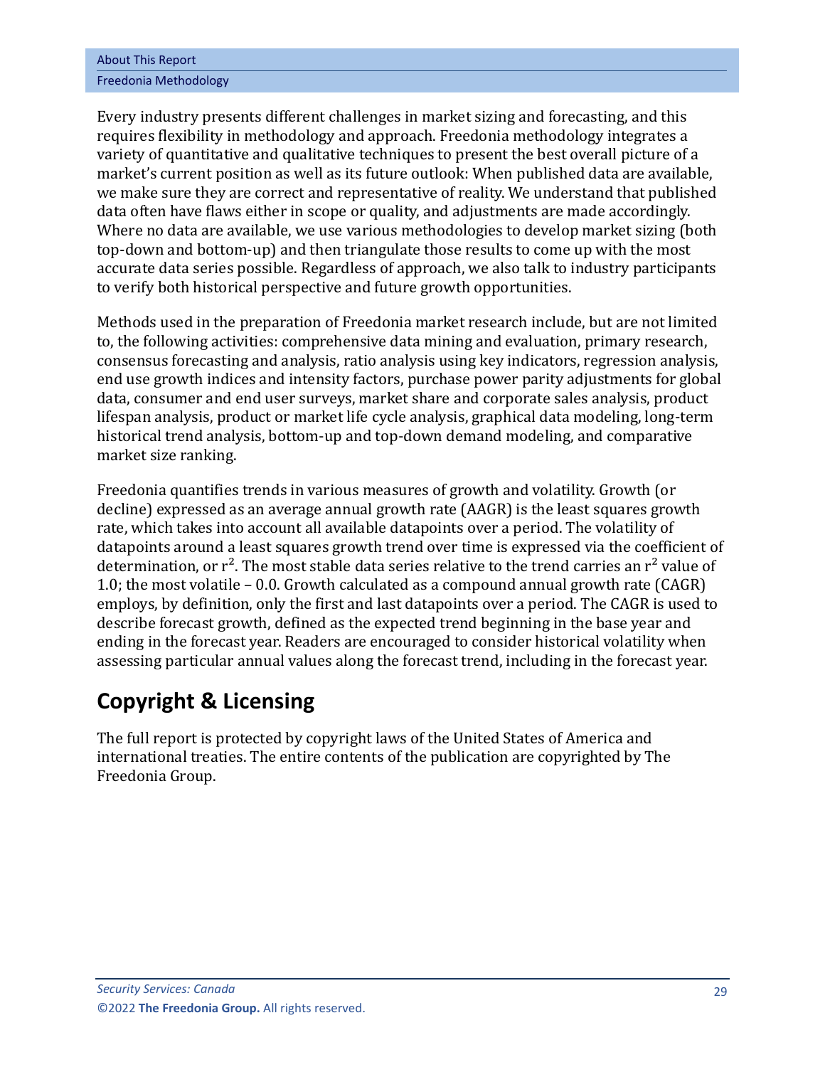Every industry presents different challenges in market sizing and forecasting, and this requires flexibility in methodology and approach. Freedonia methodology integrates a variety of quantitative and qualitative techniques to present the best overall picture of a market's current position as well as its future outlook: When published data are available, we make sure they are correct and representative of reality. We understand that published data often have flaws either in scope or quality, and adjustments are made accordingly. Where no data are available, we use various methodologies to develop market sizing (both top-down and bottom-up) and then triangulate those results to come up with the most accurate data series possible. Regardless of approach, we also talk to industry participants to verify both historical perspective and future growth opportunities.

Methods used in the preparation of Freedonia market research include, but are not limited to, the following activities: comprehensive data mining and evaluation, primary research, consensus forecasting and analysis, ratio analysis using key indicators, regression analysis, end use growth indices and intensity factors, purchase power parity adjustments for global data, consumer and end user surveys, market share and corporate sales analysis, product lifespan analysis, product or market life cycle analysis, graphical data modeling, long-term historical trend analysis, bottom-up and top-down demand modeling, and comparative market size ranking.

Freedonia quantifies trends in various measures of growth and volatility. Growth (or decline) expressed as an average annual growth rate (AAGR) is the least squares growth rate, which takes into account all available datapoints over a period. The volatility of datapoints around a least squares growth trend over time is expressed via the coefficient of determination, or $r^2$. The most stable data series relative to the trend carries an $r^2$ value of 1.0; the most volatile – 0.0. Growth calculated as a compound annual growth rate (CAGR) employs, by definition, only the first and last datapoints over a period. The CAGR is used to describe forecast growth, defined as the expected trend beginning in the base year and ending in the forecast year. Readers are encouraged to consider historical volatility when assessing particular annual values along the forecast trend, including in the forecast year.

## Copyright & Licensing

The full report is protected by copyright laws of the United States of America and international treaties. The entire contents of the publication are copyrighted by The Freedonia Group.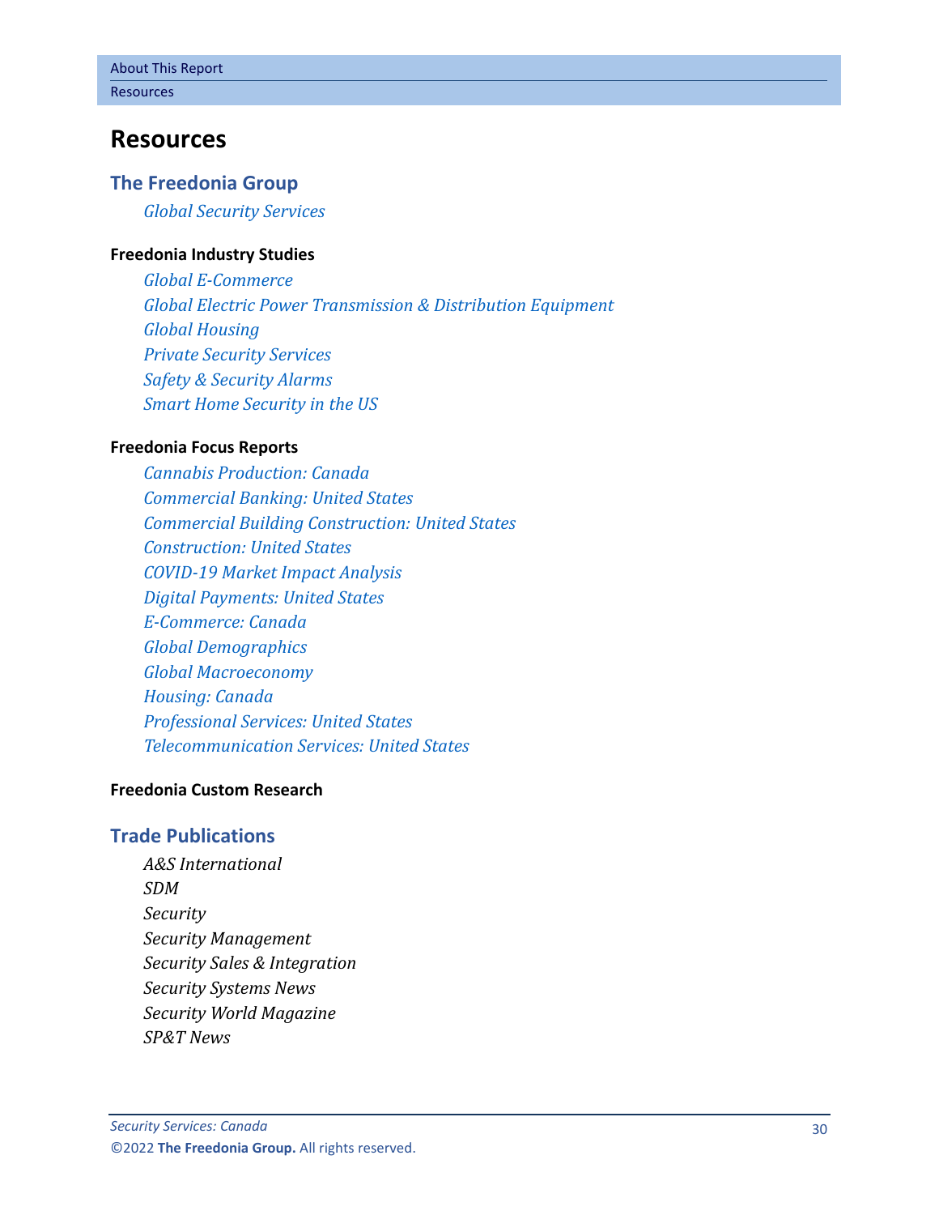# Resources

## The Freedonia Group

*Global Security Services*

**Freedonia Industry Studies**

*Global E-Commerce*
*Global Electric Power Transmission & Distribution Equipment*
*Global Housing*
*Private Security Services*
*Safety & Security Alarms*
*Smart Home Security in the US*

**Freedonia Focus Reports**

*Cannabis Production: Canada*
*Commercial Banking: United States*
*Commercial Building Construction: United States*
*Construction: United States*
*COVID-19 Market Impact Analysis*
*Digital Payments: United States*
*E-Commerce: Canada*
*Global Demographics*
*Global Macroeconomy*
*Housing: Canada*
*Professional Services: United States*
*Telecommunication Services: United States*

**Freedonia Custom Research**

## Trade Publications

*A&S International*
*SDM*
*Security*
*Security Management*
*Security Sales & Integration*
*Security Systems News*
*Security World Magazine*
*SP&T News*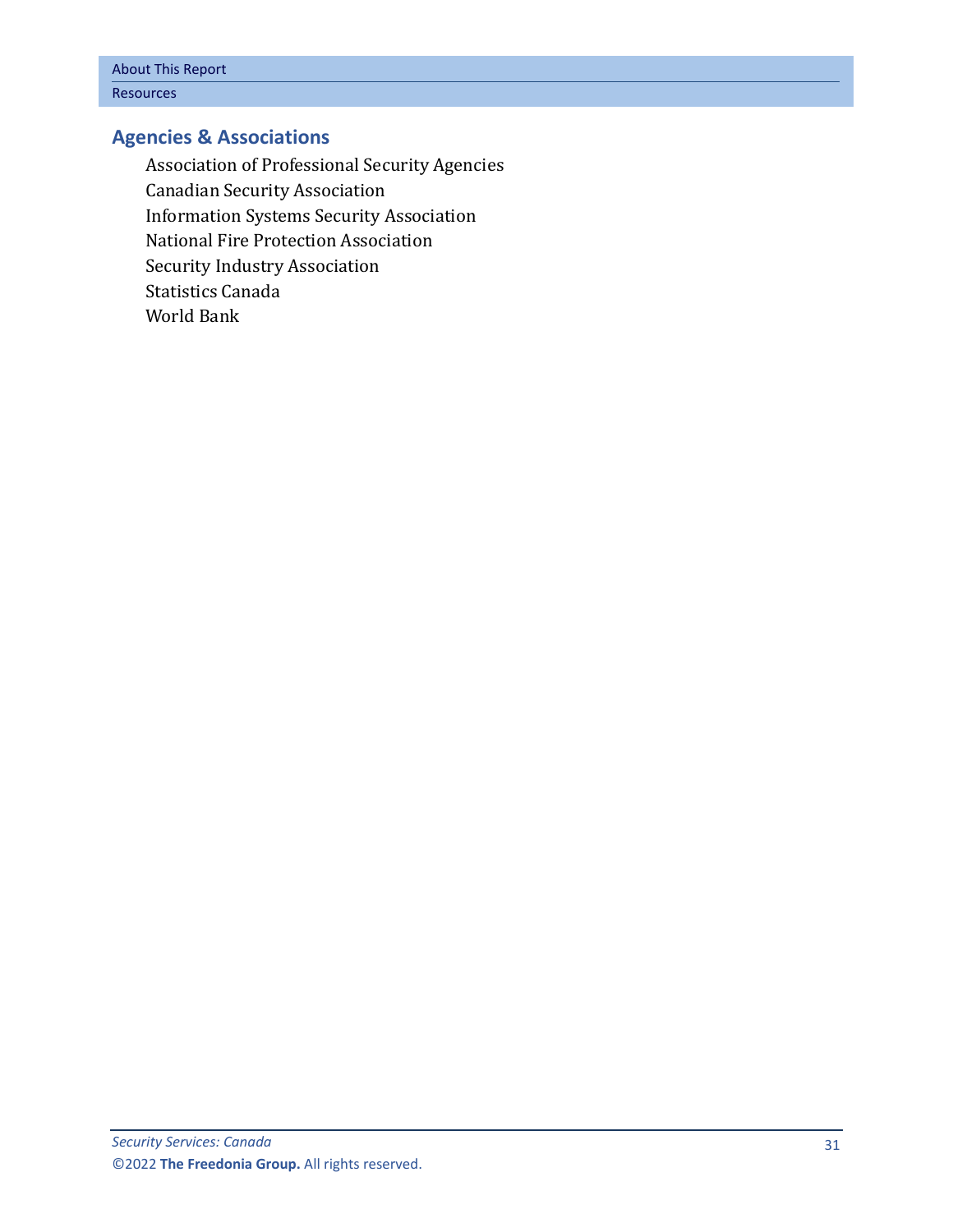## Agencies & Associations

Association of Professional Security Agencies
Canadian Security Association
Information Systems Security Association
National Fire Protection Association
Security Industry Association
Statistics Canada
World Bank